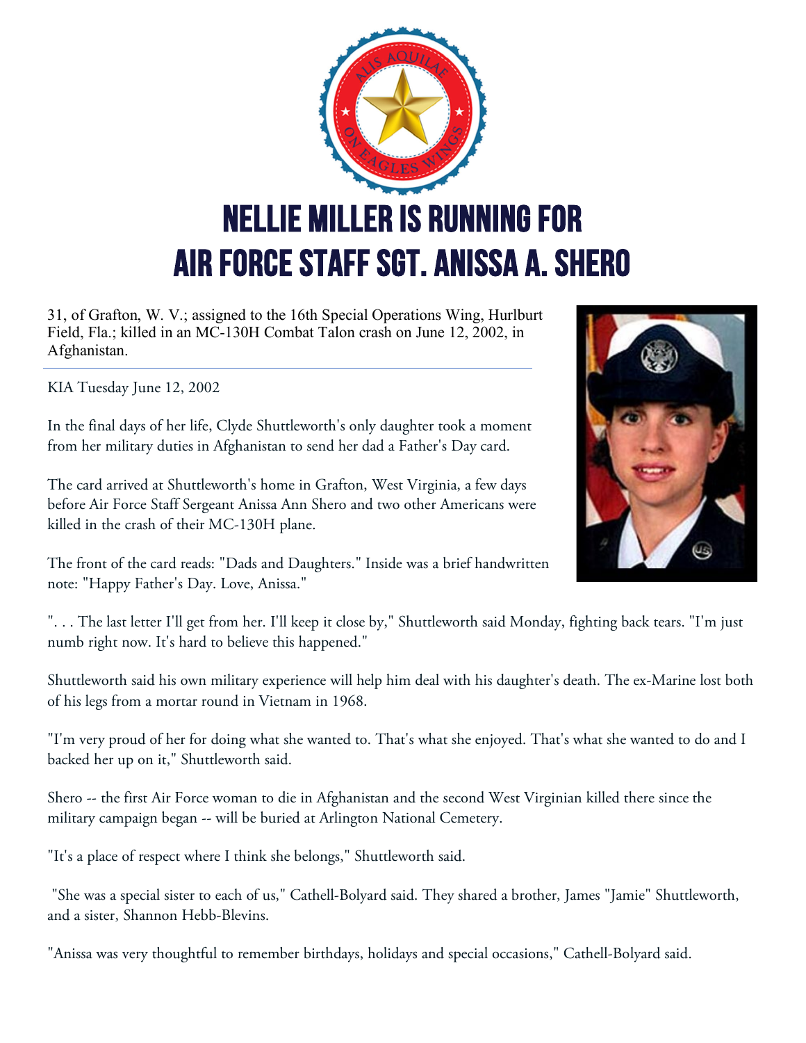# NELLIE MILLER IS RUNNING FOR AIR FORCE STAFF SGT. ANISSA A. SHERO

31, of Grafton, W. V.; assigned to the 16th Special Operations Wing, Hurlburt Field, Fla.; killed in an MC-130H Combat Talon crash on June 12, 2002, in Afghanistan.

---

KIA Tuesday June 12, 2002

In the final days of her life, Clyde Shuttleworth's only daughter took a moment from her military duties in Afghanistan to send her dad a Father's Day card.

The card arrived at Shuttleworth's home in Grafton, West Virginia, a few days before Air Force Staff Sergeant Anissa Ann Shero and two other Americans were killed in the crash of their MC-130H plane.

The front of the card reads: "Dads and Daughters." Inside was a brief handwritten note: "Happy Father's Day. Love, Anissa."

". . . The last letter I'll get from her. I'll keep it close by," Shuttleworth said Monday, fighting back tears. "I'm just numb right now. It's hard to believe this happened."

Shuttleworth said his own military experience will help him deal with his daughter's death. The ex-Marine lost both of his legs from a mortar round in Vietnam in 1968.

"I'm very proud of her for doing what she wanted to. That's what she enjoyed. That's what she wanted to do and I backed her up on it," Shuttleworth said.

Shero -- the first Air Force woman to die in Afghanistan and the second West Virginian killed there since the military campaign began -- will be buried at Arlington National Cemetery.

"It's a place of respect where I think she belongs," Shuttleworth said.

"She was a special sister to each of us," Cathell-Bolyard said. They shared a brother, James "Jamie" Shuttleworth, and a sister, Shannon Hebb-Blevins.

"Anissa was very thoughtful to remember birthdays, holidays and special occasions," Cathell-Bolyard said.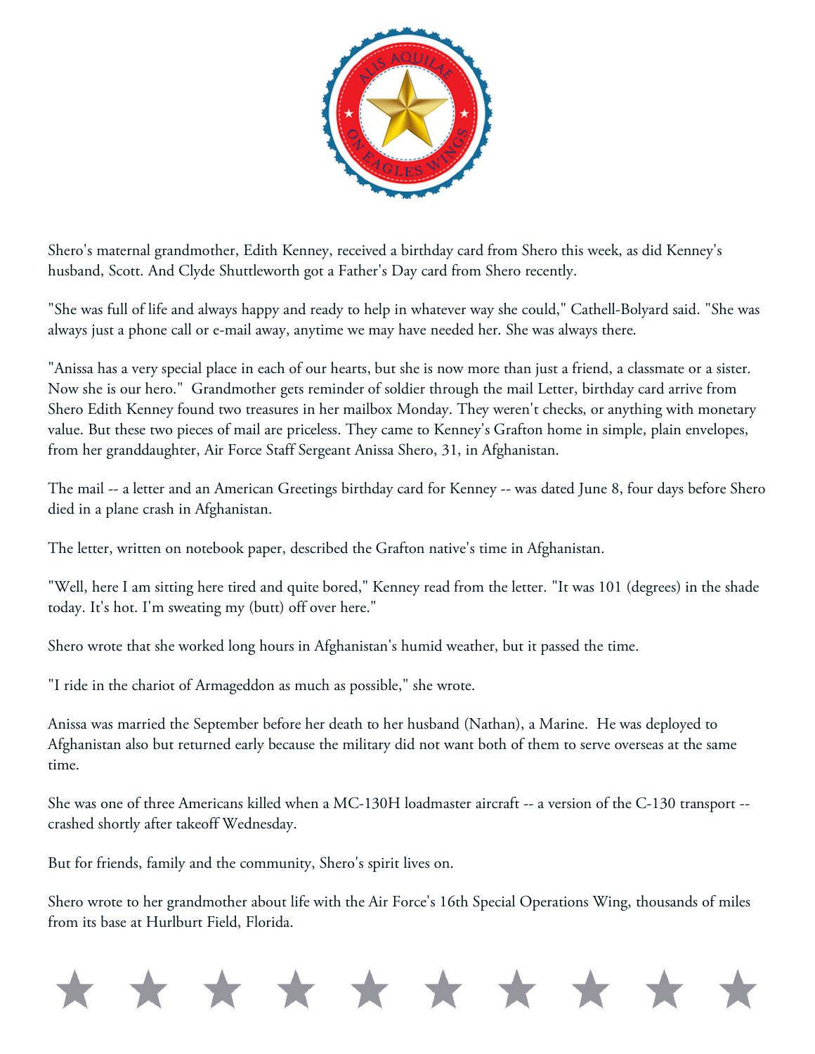Shero's maternal grandmother, Edith Kenney, received a birthday card from Shero this week, as did Kenney's husband, Scott. And Clyde Shuttleworth got a Father's Day card from Shero recently.

"She was full of life and always happy and ready to help in whatever way she could," Cathell-Bolyard said. "She was always just a phone call or e-mail away, anytime we may have needed her. She was always there.

"Anissa has a very special place in each of our hearts, but she is now more than just a friend, a classmate or a sister. Now she is our hero." Grandmother gets reminder of soldier through the mail Letter, birthday card arrive from Shero Edith Kenney found two treasures in her mailbox Monday. They weren't checks, or anything with monetary value. But these two pieces of mail are priceless. They came to Kenney's Grafton home in simple, plain envelopes, from her granddaughter, Air Force Staff Sergeant Anissa Shero, 31, in Afghanistan.

The mail -- a letter and an American Greetings birthday card for Kenney -- was dated June 8, four days before Shero died in a plane crash in Afghanistan.

The letter, written on notebook paper, described the Grafton native's time in Afghanistan.

"Well, here I am sitting here tired and quite bored," Kenney read from the letter. "It was 101 (degrees) in the shade today. It's hot. I'm sweating my (butt) off over here."

Shero wrote that she worked long hours in Afghanistan's humid weather, but it passed the time.

"I ride in the chariot of Armageddon as much as possible," she wrote.

Anissa was married the September before her death to her husband (Nathan), a Marine. He was deployed to Afghanistan also but returned early because the military did not want both of them to serve overseas at the same time.

She was one of three Americans killed when a MC-130H loadmaster aircraft -- a version of the C-130 transport -- crashed shortly after takeoff Wednesday.

But for friends, family and the community, Shero's spirit lives on.

Shero wrote to her grandmother about life with the Air Force's 16th Special Operations Wing, thousands of miles from its base at Hurlburt Field, Florida.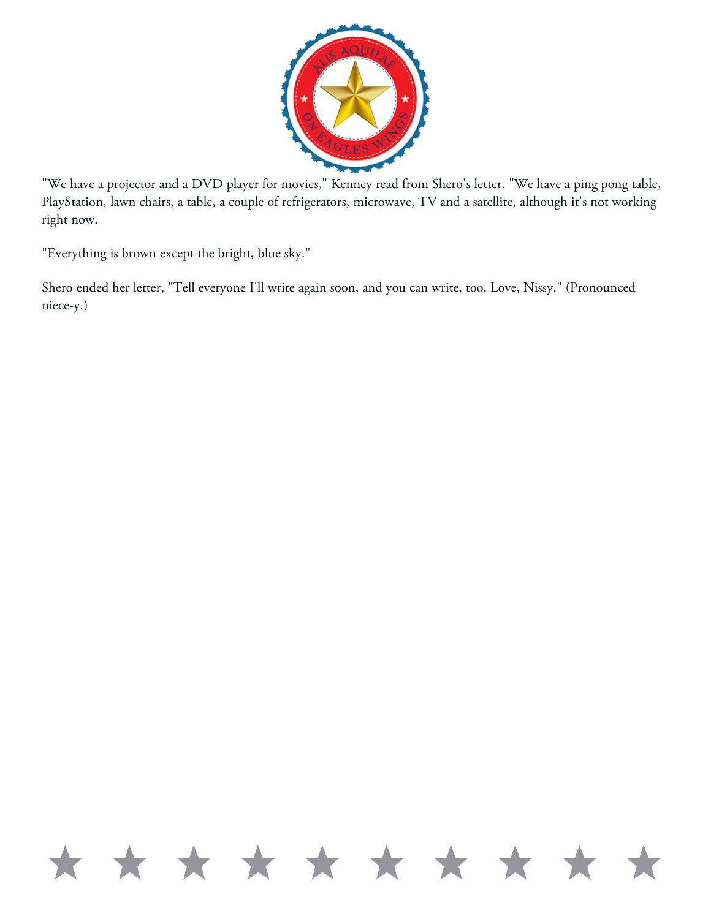"We have a projector and a DVD player for movies," Kenney read from Shero's letter. "We have a ping pong table, PlayStation, lawn chairs, a table, a couple of refrigerators, microwave, TV and a satellite, although it's not working right now.

"Everything is brown except the bright, blue sky."

Shero ended her letter, "Tell everyone I'll write again soon, and you can write, too. Love, Nissy." (Pronounced niece-y.)